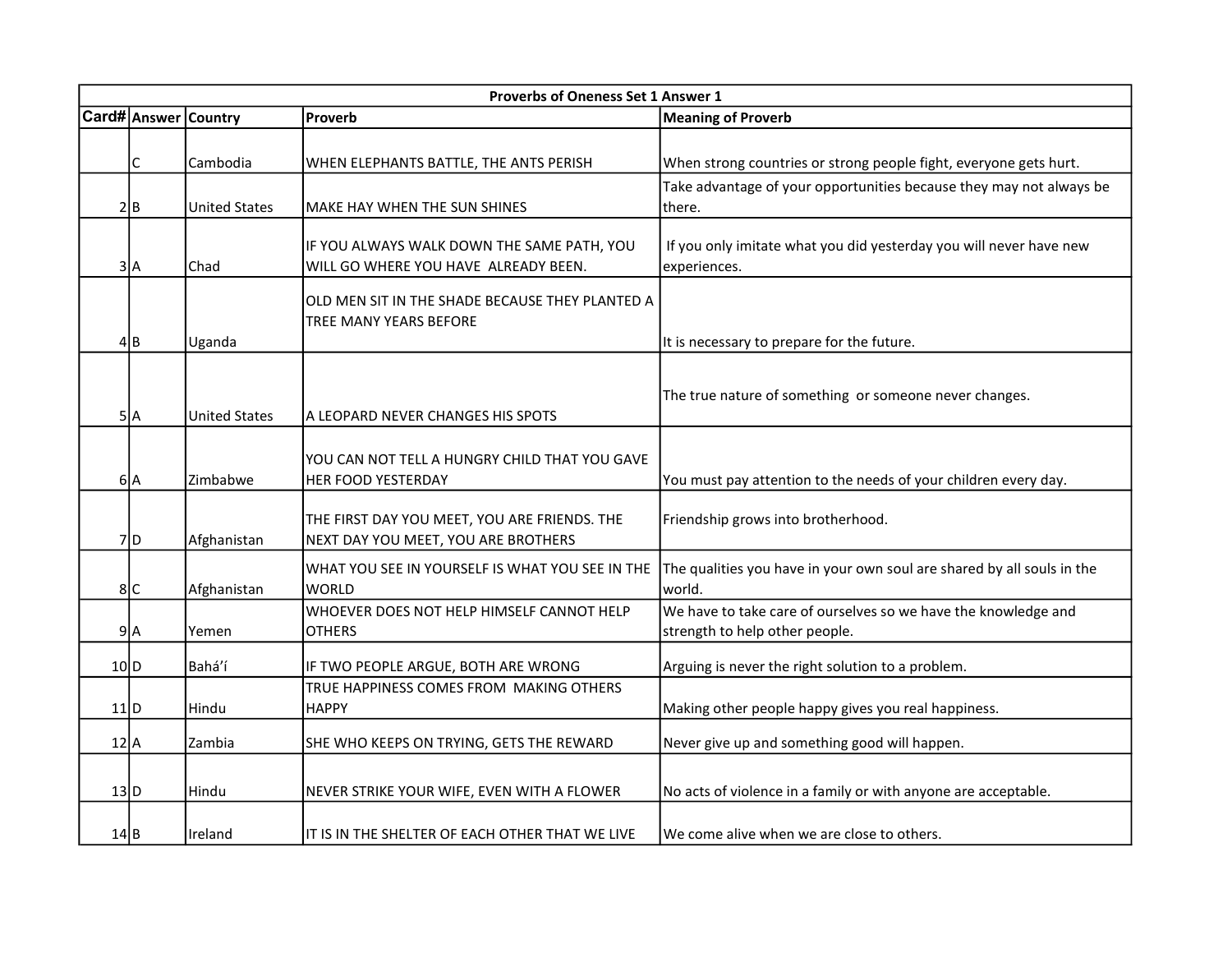| Proverbs of Oneness Set 1 Answer 1 | | | | |
|---|---|---|---|---|
| **Card#** | **Answer** | **Country** | **Proverb** | **Meaning of Proverb** |
| | C | Cambodia | WHEN ELEPHANTS BATTLE, THE ANTS PERISH | When strong countries or strong people fight, everyone gets hurt. |
| 2 | B | United States | MAKE HAY WHEN THE SUN SHINES | Take advantage of your opportunities because they may not always be there. |
| 3 | A | Chad | IF YOU ALWAYS WALK DOWN THE SAME PATH, YOU WILL GO WHERE YOU HAVE ALREADY BEEN. | If you only imitate what you did yesterday you will never have new experiences. |
| 4 | B | Uganda | OLD MEN SIT IN THE SHADE BECAUSE THEY PLANTED A TREE MANY YEARS BEFORE | It is necessary to prepare for the future. |
| 5 | A | United States | A LEOPARD NEVER CHANGES HIS SPOTS | The true nature of something or someone never changes. |
| 6 | A | Zimbabwe | YOU CAN NOT TELL A HUNGRY CHILD THAT YOU GAVE HER FOOD YESTERDAY | You must pay attention to the needs of your children every day. |
| 7 | D | Afghanistan | THE FIRST DAY YOU MEET, YOU ARE FRIENDS. THE NEXT DAY YOU MEET, YOU ARE BROTHERS | Friendship grows into brotherhood. |
| 8 | C | Afghanistan | WHAT YOU SEE IN YOURSELF IS WHAT YOU SEE IN THE WORLD | The qualities you have in your own soul are shared by all souls in the world. |
| 9 | A | Yemen | WHOEVER DOES NOT HELP HIMSELF CANNOT HELP OTHERS | We have to take care of ourselves so we have the knowledge and strength to help other people. |
| 10 | D | Bahá'í | IF TWO PEOPLE ARGUE, BOTH ARE WRONG | Arguing is never the right solution to a problem. |
| 11 | D | Hindu | TRUE HAPPINESS COMES FROM MAKING OTHERS HAPPY | Making other people happy gives you real happiness. |
| 12 | A | Zambia | SHE WHO KEEPS ON TRYING, GETS THE REWARD | Never give up and something good will happen. |
| 13 | D | Hindu | NEVER STRIKE YOUR WIFE, EVEN WITH A FLOWER | No acts of violence in a family or with anyone are acceptable. |
| 14 | B | Ireland | IT IS IN THE SHELTER OF EACH OTHER THAT WE LIVE | We come alive when we are close to others. |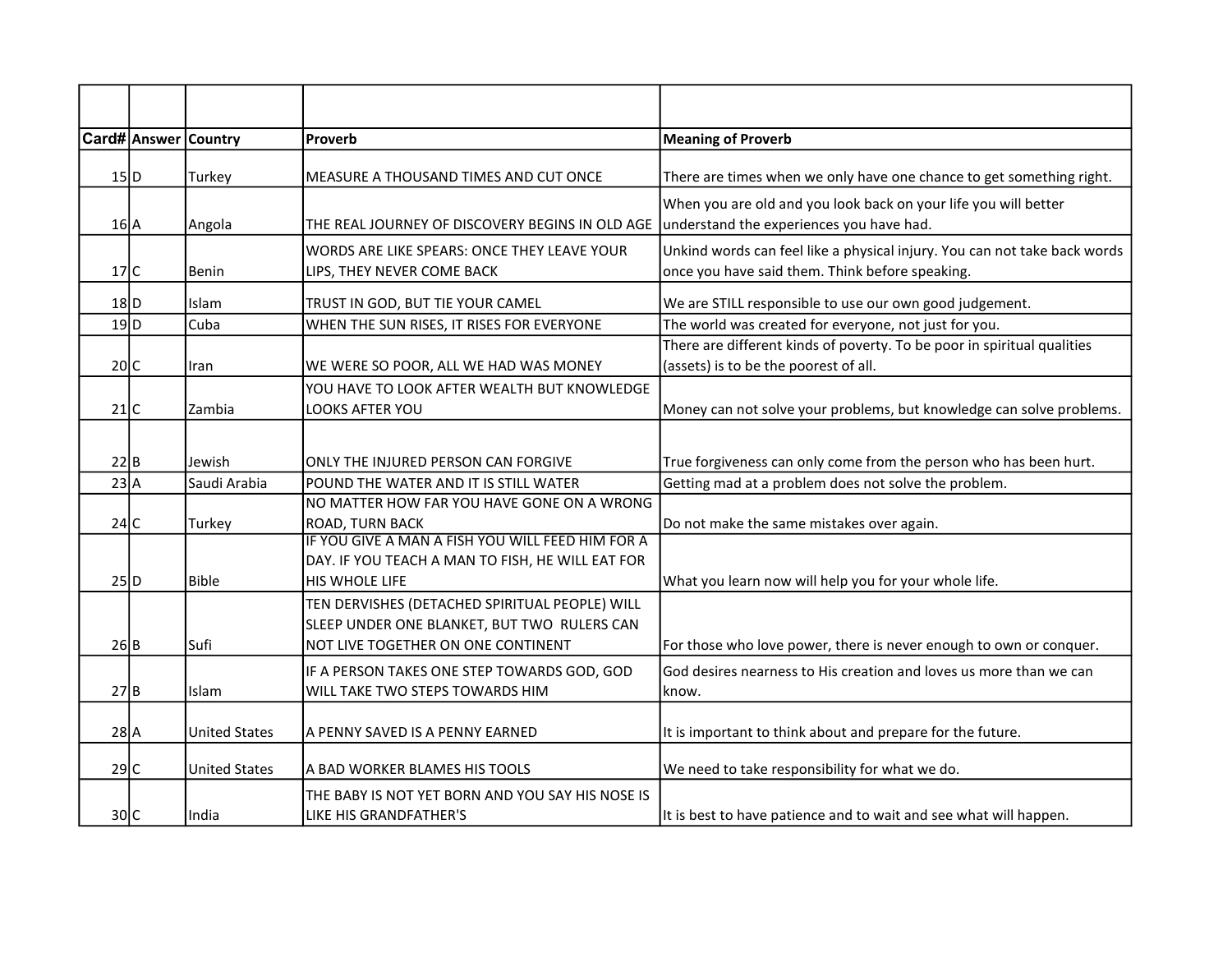| Card# | Answer | Country | Proverb | Meaning of Proverb |
|---|---|---|---|---|
| 15 | D | Turkey | MEASURE A THOUSAND TIMES AND CUT ONCE | There are times when we only have one chance to get something right. |
| 16 | A | Angola | THE REAL JOURNEY OF DISCOVERY BEGINS IN OLD AGE | When you are old and you look back on your life you will better understand the experiences you have had. |
| 17 | C | Benin | WORDS ARE LIKE SPEARS: ONCE THEY LEAVE YOUR LIPS, THEY NEVER COME BACK | Unkind words can feel like a physical injury. You can not take back words once you have said them. Think before speaking. |
| 18 | D | Islam | TRUST IN GOD, BUT TIE YOUR CAMEL | We are STILL responsible to use our own good judgement. |
| 19 | D | Cuba | WHEN THE SUN RISES, IT RISES FOR EVERYONE | The world was created for everyone, not just for you. |
| 20 | C | Iran | WE WERE SO POOR, ALL WE HAD WAS MONEY | There are different kinds of poverty. To be poor in spiritual qualities (assets) is to be the poorest of all. |
| 21 | C | Zambia | YOU HAVE TO LOOK AFTER WEALTH BUT KNOWLEDGE LOOKS AFTER YOU | Money can not solve your problems, but knowledge can solve problems. |
| 22 | B | Jewish | ONLY THE INJURED PERSON CAN FORGIVE | True forgiveness can only come from the person who has been hurt. |
| 23 | A | Saudi Arabia | POUND THE WATER AND IT IS STILL WATER | Getting mad at a problem does not solve the problem. |
| 24 | C | Turkey | NO MATTER HOW FAR YOU HAVE GONE ON A WRONG ROAD, TURN BACK | Do not make the same mistakes over again. |
| 25 | D | Bible | IF YOU GIVE A MAN A FISH YOU WILL FEED HIM FOR A DAY. IF YOU TEACH A MAN TO FISH, HE WILL EAT FOR HIS WHOLE LIFE | What you learn now will help you for your whole life. |
| 26 | B | Sufi | TEN DERVISHES (DETACHED SPIRITUAL PEOPLE) WILL SLEEP UNDER ONE BLANKET, BUT TWO RULERS CAN NOT LIVE TOGETHER ON ONE CONTINENT | For those who love power, there is never enough to own or conquer. |
| 27 | B | Islam | IF A PERSON TAKES ONE STEP TOWARDS GOD, GOD WILL TAKE TWO STEPS TOWARDS HIM | God desires nearness to His creation and loves us more than we can know. |
| 28 | A | United States | A PENNY SAVED IS A PENNY EARNED | It is important to think about and prepare for the future. |
| 29 | C | United States | A BAD WORKER BLAMES HIS TOOLS | We need to take responsibility for what we do. |
| 30 | C | India | THE BABY IS NOT YET BORN AND YOU SAY HIS NOSE IS LIKE HIS GRANDFATHER'S | It is best to have patience and to wait and see what will happen. |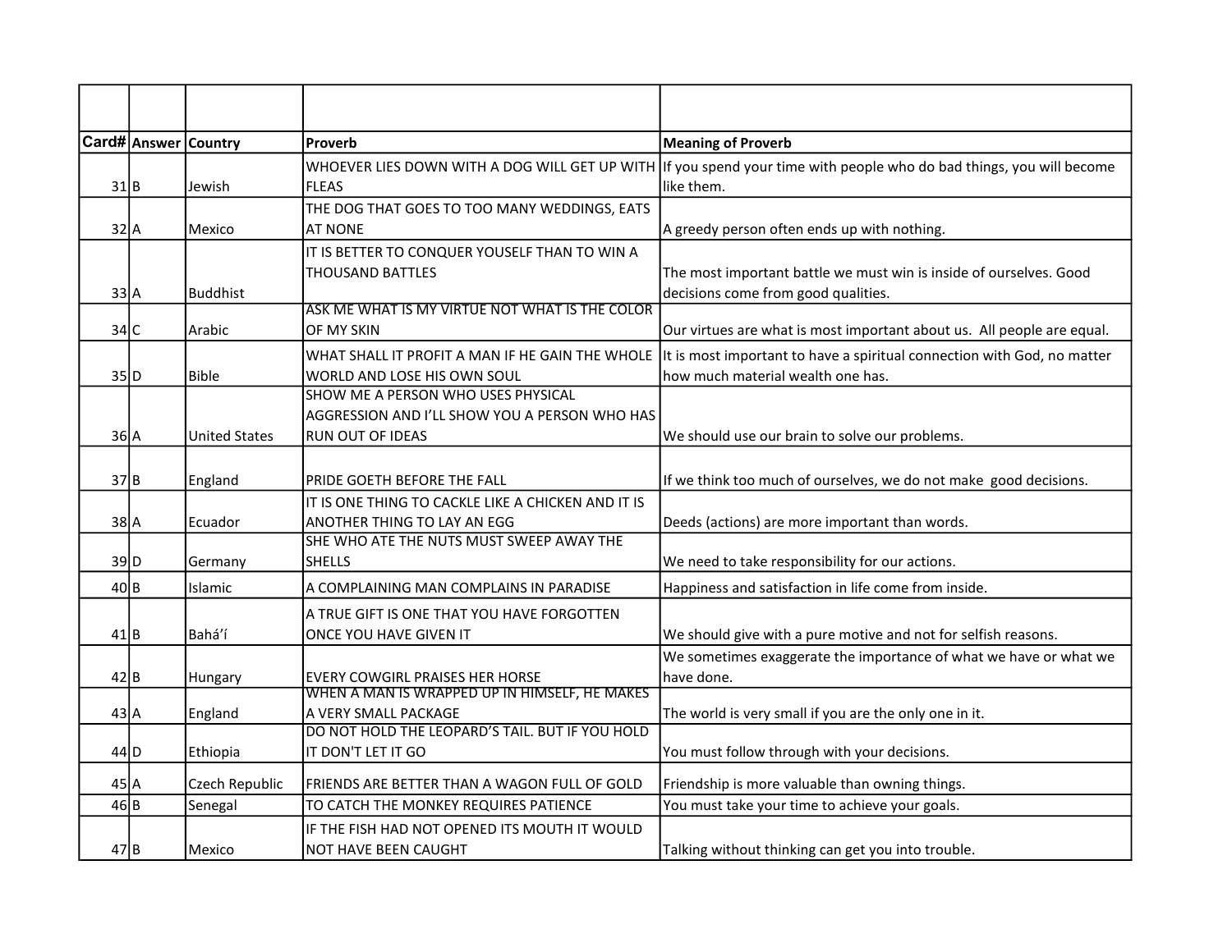| Card# | Answer | Country | Proverb | Meaning of Proverb |
|---|---|---|---|---|
| 31 | B | Jewish | WHOEVER LIES DOWN WITH A DOG WILL GET UP WITH FLEAS | If you spend your time with people who do bad things, you will become like them. |
| 32 | A | Mexico | THE DOG THAT GOES TO TOO MANY WEDDINGS, EATS AT NONE | A greedy person often ends up with nothing. |
| 33 | A | Buddhist | IT IS BETTER TO CONQUER YOUSELF THAN TO WIN A THOUSAND BATTLES | The most important battle we must win is inside of ourselves. Good decisions come from good qualities. |
| 34 | C | Arabic | ASK ME WHAT IS MY VIRTUE NOT WHAT IS THE COLOR OF MY SKIN | Our virtues are what is most important about us. All people are equal. |
| 35 | D | Bible | WHAT SHALL IT PROFIT A MAN IF HE GAIN THE WHOLE WORLD AND LOSE HIS OWN SOUL | It is most important to have a spiritual connection with God, no matter how much material wealth one has. |
| 36 | A | United States | SHOW ME A PERSON WHO USES PHYSICAL AGGRESSION AND I'LL SHOW YOU A PERSON WHO HAS RUN OUT OF IDEAS | We should use our brain to solve our problems. |
| 37 | B | England | PRIDE GOETH BEFORE THE FALL | If we think too much of ourselves, we do not make good decisions. |
| 38 | A | Ecuador | IT IS ONE THING TO CACKLE LIKE A CHICKEN AND IT IS ANOTHER THING TO LAY AN EGG | Deeds (actions) are more important than words. |
| 39 | D | Germany | SHE WHO ATE THE NUTS MUST SWEEP AWAY THE SHELLS | We need to take responsibility for our actions. |
| 40 | B | Islamic | A COMPLAINING MAN COMPLAINS IN PARADISE | Happiness and satisfaction in life come from inside. |
| 41 | B | Bahá'í | A TRUE GIFT IS ONE THAT YOU HAVE FORGOTTEN ONCE YOU HAVE GIVEN IT | We should give with a pure motive and not for selfish reasons. |
| 42 | B | Hungary | EVERY COWGIRL PRAISES HER HORSE | We sometimes exaggerate the importance of what we have or what we have done. |
| 43 | A | England | WHEN A MAN IS WRAPPED UP IN HIMSELF, HE MAKES A VERY SMALL PACKAGE | The world is very small if you are the only one in it. |
| 44 | D | Ethiopia | DO NOT HOLD THE LEOPARD'S TAIL. BUT IF YOU HOLD IT DON'T LET IT GO | You must follow through with your decisions. |
| 45 | A | Czech Republic | FRIENDS ARE BETTER THAN A WAGON FULL OF GOLD | Friendship is more valuable than owning things. |
| 46 | B | Senegal | TO CATCH THE MONKEY REQUIRES PATIENCE | You must take your time to achieve your goals. |
| 47 | B | Mexico | IF THE FISH HAD NOT OPENED ITS MOUTH IT WOULD NOT HAVE BEEN CAUGHT | Talking without thinking can get you into trouble. |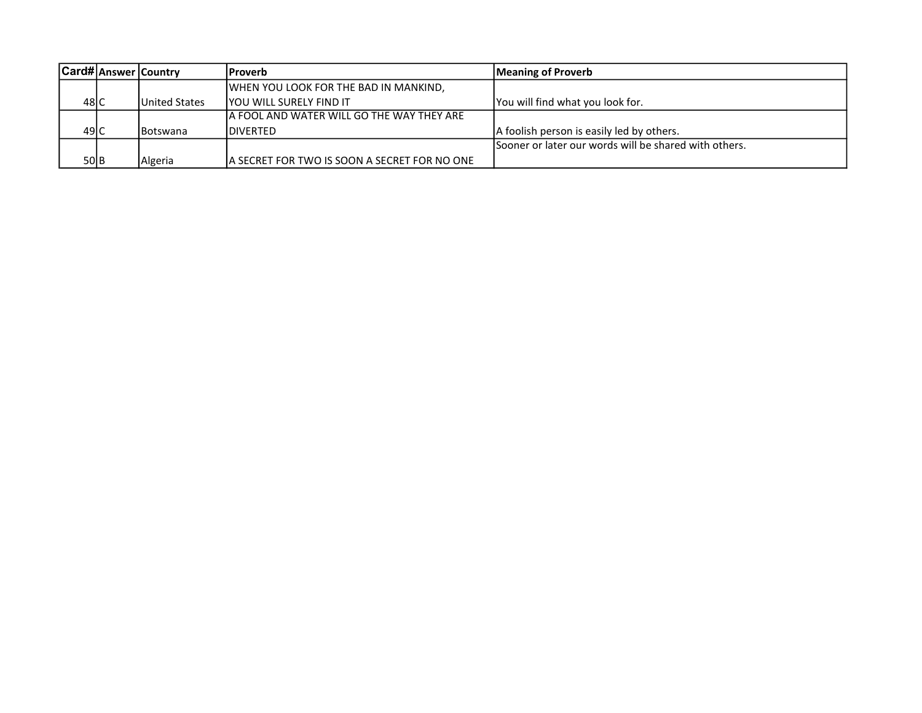| Card# | Answer | Country | Proverb | Meaning of Proverb |
|---|---|---|---|---|
| 48 | C | United States | WHEN YOU LOOK FOR THE BAD IN MANKIND, YOU WILL SURELY FIND IT | You will find what you look for. |
| 49 | C | Botswana | A FOOL AND WATER WILL GO THE WAY THEY ARE DIVERTED | A foolish person is easily led by others. |
| 50 | B | Algeria | A SECRET FOR TWO IS SOON A SECRET FOR NO ONE | Sooner or later our words will be shared with others. |